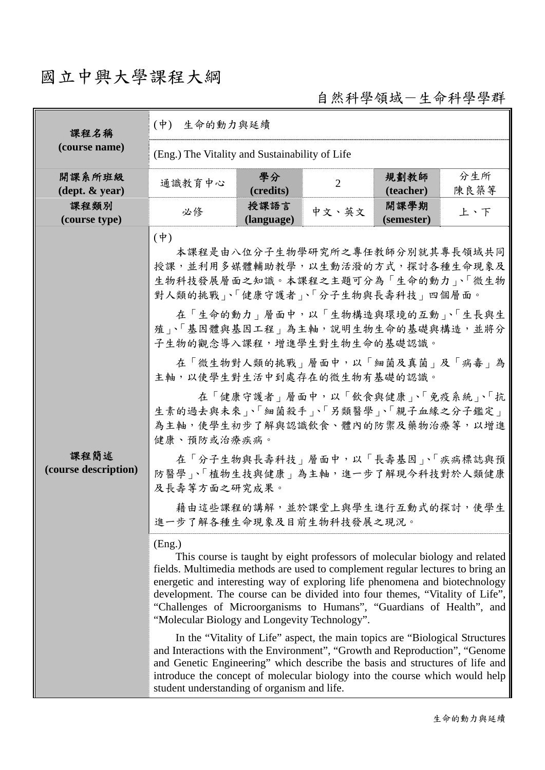# 國立中興大學課程大綱

自然科學領域－生命科學學群

| 課程名稱 (course name) | (中) 生命的動力與延續 | | | |
|---|---|---|---|---|
| | (Eng.) The Vitality and Sustainability of Life | | | |
| 開課系所班級 (dept. & year) | 通識教育中心 | 學分 (credits) | 2 | 規劃教師 (teacher) | 分生所 陳良築等 |
| 課程類別 (course type) | 必修 | 授課語言 (language) | 中文、英文 | 開課學期 (semester) | 上、下 |

**課程簡述 (course description)**

(中)

本課程是由八位分子生物學研究所之專任教師分別就其專長領域共同授課，並利用多媒體輔助教學，以生動活潑的方式，探討各種生命現象及生物科技發展層面之知識。本課程之主題可分為「生命的動力」、「微生物對人類的挑戰」、「健康守護者」、「分子生物與長壽科技」四個層面。

在「生命的動力」層面中，以「生物構造與環境的互動」、「生長與生殖」、「基因體與基因工程」為主軸，說明生物生命的基礎與構造，並將分子生物的觀念導入課程，增進學生對生物生命的基礎認識。

在「微生物對人類的挑戰」層面中，以「細菌及真菌」及「病毒」為主軸，以使學生對生活中到處存在的微生物有基礎的認識。

在「健康守護者」層面中，以「飲食與健康」、「免疫系統」、「抗生素的過去與未來」、「細菌殺手」、「另類醫學」、「親子血緣之分子鑑定」為主軸，使學生初步了解與認識飲食、體內的防禦及藥物治療等，以增進健康、預防或治療疾病。

在「分子生物與長壽科技」層面中，以「長壽基因」、「疾病標誌與預防醫學」、「植物生技與健康」為主軸，進一步了解現今科技對於人類健康及長壽等方面之研究成果。

藉由這些課程的講解，並於課堂上與學生進行互動式的探討，使學生進一步了解各種生命現象及目前生物科技發展之現況。

(Eng.)

This course is taught by eight professors of molecular biology and related fields. Multimedia methods are used to complement regular lectures to bring an energetic and interesting way of exploring life phenomena and biotechnology development. The course can be divided into four themes, “Vitality of Life”, “Challenges of Microorganisms to Humans”, “Guardians of Health”, and “Molecular Biology and Longevity Technology”.

In the “Vitality of Life” aspect, the main topics are “Biological Structures and Interactions with the Environment”, “Growth and Reproduction”, “Genome and Genetic Engineering” which describe the basis and structures of life and introduce the concept of molecular biology into the course which would help student understanding of organism and life.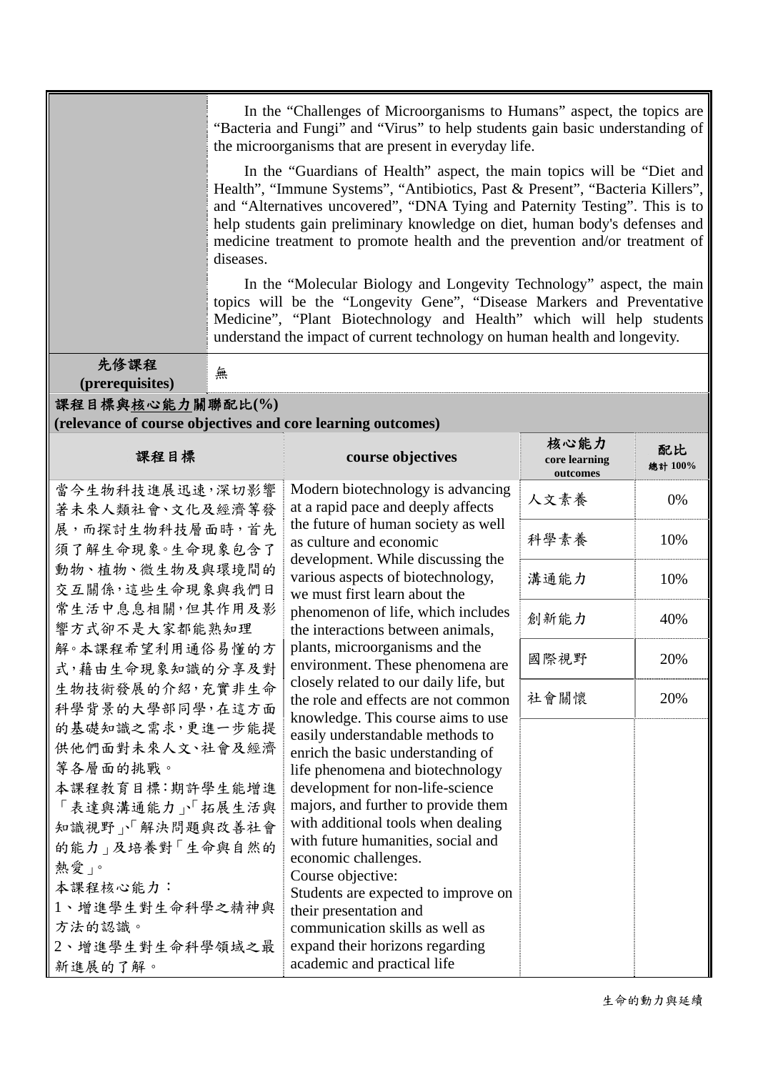| | |
|---|---|
| | In the “Challenges of Microorganisms to Humans” aspect, the topics are “Bacteria and Fungi” and “Virus” to help students gain basic understanding of the microorganisms that are present in everyday life.<br><br>In the “Guardians of Health” aspect, the main topics will be “Diet and Health”, “Immune Systems”, “Antibiotics, Past & Present”, “Bacteria Killers”, and “Alternatives uncovered”, “DNA Tying and Paternity Testing”. This is to help students gain preliminary knowledge on diet, human body's defenses and medicine treatment to promote health and the prevention and/or treatment of diseases.<br><br>In the “Molecular Biology and Longevity Technology” aspect, the main topics will be the “Longevity Gene”, “Disease Markers and Preventative Medicine”, “Plant Biotechnology and Health” which will help students understand the impact of current technology on human health and longevity. |
| **先修課程 (prerequisites)** | 無 |

**課程目標與核心能力關聯配比(%) (relevance of course objectives and core learning outcomes)**

| 課程目標 | course objectives | 核心能力 core learning outcomes | 配比 總計 100% |
|---|---|---|---|
| 當今生物科技進展迅速，深切影響著未來人類社會、文化及經濟等發展，而探討生物科技層面時，首先須了解生命現象。生命現象包含了動物、植物、微生物及與環境間的交互關係，這些生命現象與我們日常生活中息息相關，但其作用及影響方式卻不是大家都能熟知理解。本課程希望利用通俗易懂的方式，藉由生命現象知識的分享及對生物技術發展的介紹，充實非生命科學背景的大學部同學，在這方面的基礎知識之需求，更進一步能提供他們面對未來人文、社會及經濟等各層面的挑戰。<br>本課程教育目標：期許學生能增進「表達與溝通能力」、「拓展生活與知識視野」、「解決問題與改善社會的能力」及培養對「生命與自然的熱愛」。<br>本課程核心能力：<br>1、增進學生對生命科學之精神與方法的認識。<br>2、增進學生對生命科學領域之最新進展的了解。 | Modern biotechnology is advancing at a rapid pace and deeply affects the future of human society as well as culture and economic development. While discussing the various aspects of biotechnology, we must first learn about the phenomenon of life, which includes the interactions between animals, plants, microorganisms and the environment. These phenomena are closely related to our daily life, but the role and effects are not common knowledge. This course aims to use easily understandable methods to enrich the basic understanding of life phenomena and biotechnology development for non-life-science majors, and further to provide them with additional tools when dealing with future humanities, social and economic challenges.<br>Course objective:<br>Students are expected to improve on their presentation and communication skills as well as expand their horizons regarding academic and practical life | 人文素養 | 0% |
| | | 科學素養 | 10% |
| | | 溝通能力 | 10% |
| | | 創新能力 | 40% |
| | | 國際視野 | 20% |
| | | 社會關懷 | 20% |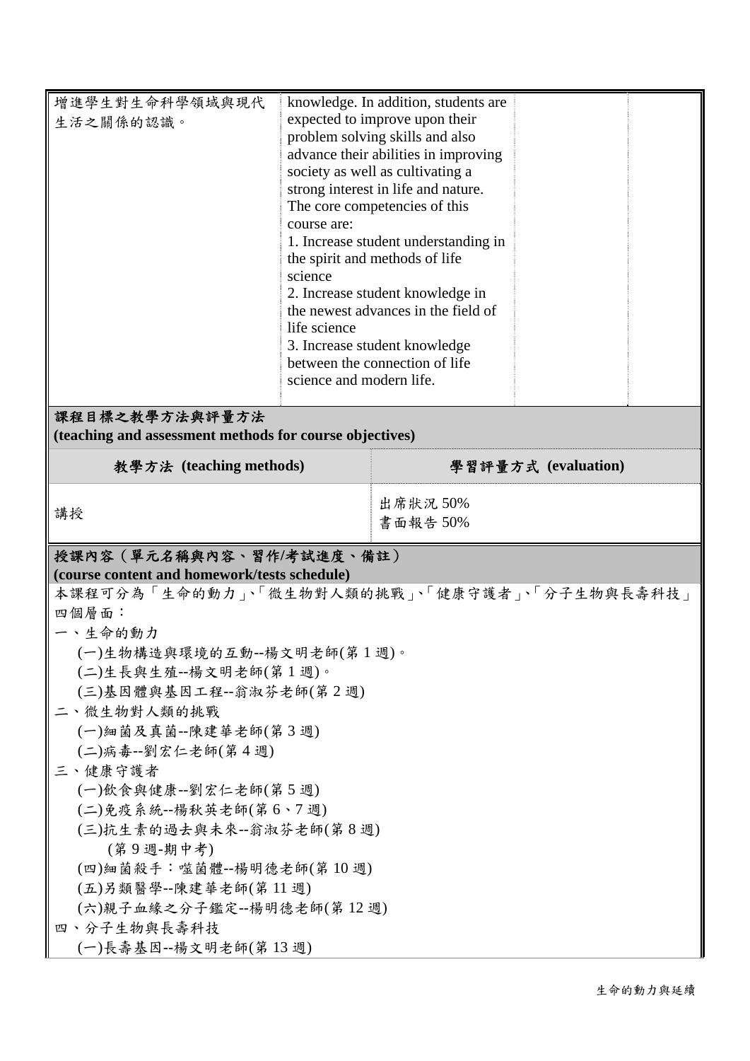| | | | |
|---|---|---|---|
| 增進學生對生命科學領域與現代生活之關係的認識。 | knowledge. In addition, students are expected to improve upon their problem solving skills and also advance their abilities in improving society as well as cultivating a strong interest in life and nature.<br>The core competencies of this course are:<br>1. Increase student understanding in the spirit and methods of life science<br>2. Increase student knowledge in the newest advances in the field of life science<br>3. Increase student knowledge between the connection of life science and modern life. | | |

**課程目標之教學方法與評量方法**
**(teaching and assessment methods for course objectives)**

| 教學方法 (teaching methods) | 學習評量方式 (evaluation) |
|---|---|
| 講授 | 出席狀況 50%<br>書面報告 50% |

**授課內容（單元名稱與內容、習作/考試進度、備註）**
**(course content and homework/tests schedule)**

本課程可分為「生命的動力」、「微生物對人類的挑戰」、「健康守護者」、「分子生物與長壽科技」四個層面：

一、生命的動力
- (一)生物構造與環境的互動--楊文明老師(第 1 週)。
- (二)生長與生殖--楊文明老師(第 1 週)。
- (三)基因體與基因工程--翁淑芬老師(第 2 週)

二、微生物對人類的挑戰
- (一)細菌及真菌--陳建華老師(第 3 週)
- (二)病毒--劉宏仁老師(第 4 週)

三、健康守護者
- (一)飲食與健康--劉宏仁老師(第 5 週)
- (二)免疫系統--楊秋英老師(第 6、7 週)
- (三)抗生素的過去與未來--翁淑芬老師(第 8 週)
  - (第 9 週-期中考)
- (四)細菌殺手：噬菌體--楊明德老師(第 10 週)
- (五)另類醫學--陳建華老師(第 11 週)
- (六)親子血緣之分子鑑定--楊明德老師(第 12 週)

四、分子生物與長壽科技
- (一)長壽基因--楊文明老師(第 13 週)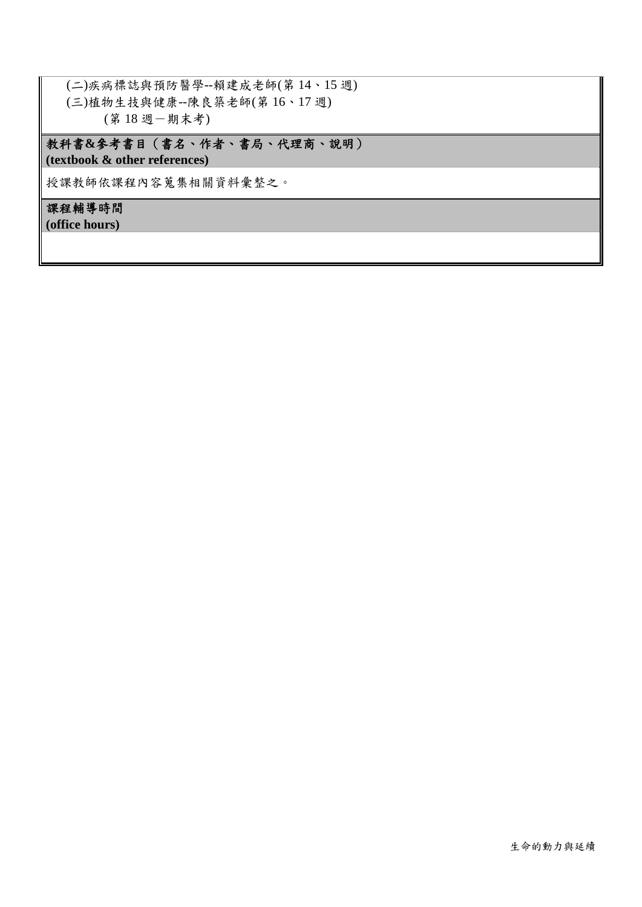(二)疾病標誌與預防醫學--賴建成老師(第 14、15 週)

(三)植物生技與健康--陳良築老師(第 16、17 週)

(第 18 週－期末考)

**教科書&參考書目（書名、作者、書局、代理商、說明）**
**(textbook & other references)**

授課教師依課程內容蒐集相關資料彙整之。

**課程輔導時間**
**(office hours)**